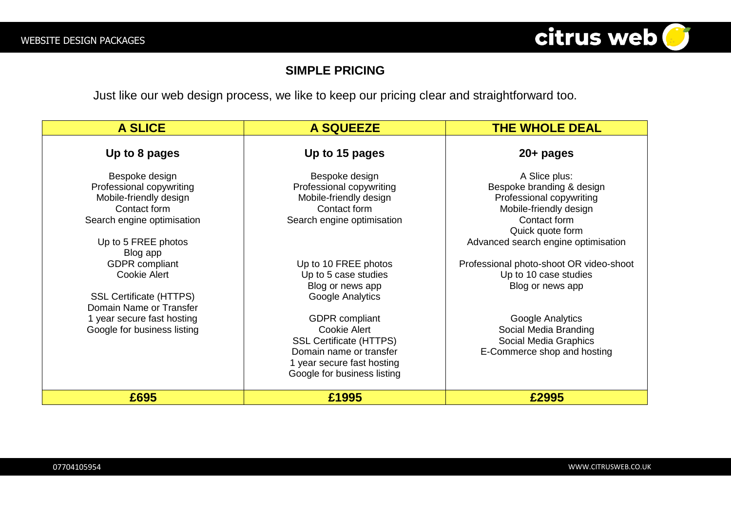## SIMPLE PRICING

Just like our web design process, we like to keep our pricing clear and straightforward too.

| A SLICE | A SQUEEZE | THE WHOLE DEAL |
|---|---|---|
| **Up to 8 pages** | **Up to 15 pages** | **20+ pages** |
| Bespoke design<br>Professional copywriting<br>Mobile-friendly design<br>Contact form<br>Search engine optimisation<br><br>Up to 5 FREE photos<br>Blog app<br>GDPR compliant<br>Cookie Alert<br><br>SSL Certificate (HTTPS)<br>Domain Name or Transfer<br>1 year secure fast hosting<br>Google for business listing | Bespoke design<br>Professional copywriting<br>Mobile-friendly design<br>Contact form<br>Search engine optimisation<br><br>Up to 10 FREE photos<br>Up to 5 case studies<br>Blog or news app<br>Google Analytics<br><br>GDPR compliant<br>Cookie Alert<br>SSL Certificate (HTTPS)<br>Domain name or transfer<br>1 year secure fast hosting<br>Google for business listing | A Slice plus:<br>Bespoke branding & design<br>Professional copywriting<br>Mobile-friendly design<br>Contact form<br>Quick quote form<br>Advanced search engine optimisation<br><br>Professional photo-shoot OR video-shoot<br>Up to 10 case studies<br>Blog or news app<br><br>Google Analytics<br>Social Media Branding<br>Social Media Graphics<br>E-Commerce shop and hosting |
| **£695** | **£1995** | **£2995** |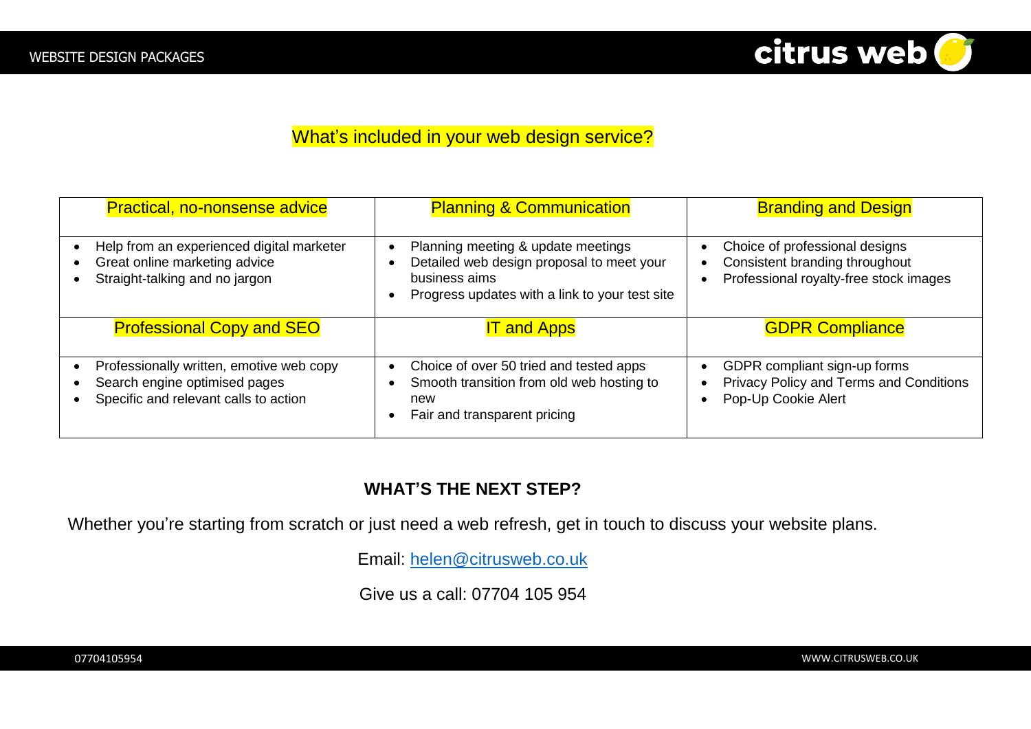## What's included in your web design service?

| Practical, no-nonsense advice | Planning & Communication | Branding and Design |
|---|---|---|
| • Help from an experienced digital marketer<br>• Great online marketing advice<br>• Straight-talking and no jargon | • Planning meeting & update meetings<br>• Detailed web design proposal to meet your business aims<br>• Progress updates with a link to your test site | • Choice of professional designs<br>• Consistent branding throughout<br>• Professional royalty-free stock images |
| **Professional Copy and SEO** | **IT and Apps** | **GDPR Compliance** |
| • Professionally written, emotive web copy<br>• Search engine optimised pages<br>• Specific and relevant calls to action | • Choice of over 50 tried and tested apps<br>• Smooth transition from old web hosting to new<br>• Fair and transparent pricing | • GDPR compliant sign-up forms<br>• Privacy Policy and Terms and Conditions<br>• Pop-Up Cookie Alert |

**WHAT'S THE NEXT STEP?**

Whether you're starting from scratch or just need a web refresh, get in touch to discuss your website plans.

Email: helen@citrusweb.co.uk

Give us a call: 07704 105 954